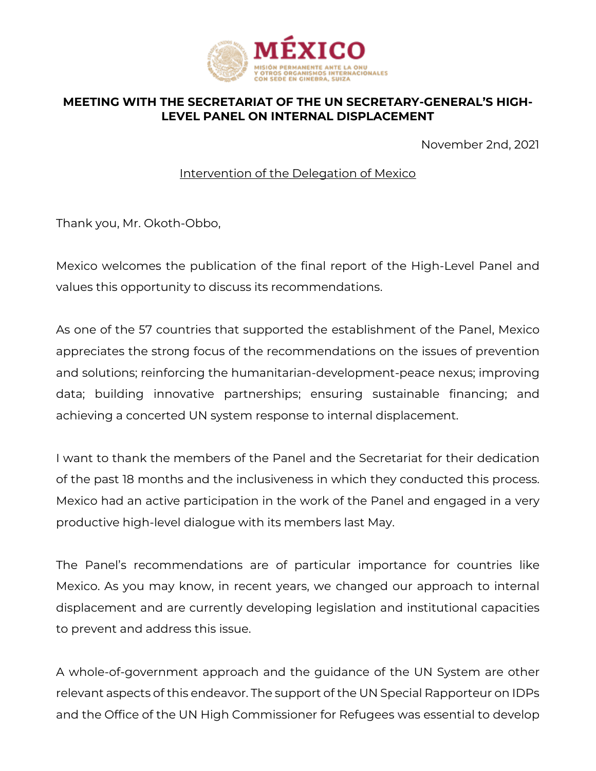MÉXICO

MISIÓN PERMANENTE ANTE LA ONU
Y OTROS ORGANISMOS INTERNACIONALES
CON SEDE EN GINEBRA, SUIZA

# MEETING WITH THE SECRETARIAT OF THE UN SECRETARY-GENERAL'S HIGH-LEVEL PANEL ON INTERNAL DISPLACEMENT

November 2nd, 2021

Intervention of the Delegation of Mexico

Thank you, Mr. Okoth-Obbo,

Mexico welcomes the publication of the final report of the High-Level Panel and values this opportunity to discuss its recommendations.

As one of the 57 countries that supported the establishment of the Panel, Mexico appreciates the strong focus of the recommendations on the issues of prevention and solutions; reinforcing the humanitarian-development-peace nexus; improving data; building innovative partnerships; ensuring sustainable financing; and achieving a concerted UN system response to internal displacement.

I want to thank the members of the Panel and the Secretariat for their dedication of the past 18 months and the inclusiveness in which they conducted this process. Mexico had an active participation in the work of the Panel and engaged in a very productive high-level dialogue with its members last May.

The Panel's recommendations are of particular importance for countries like Mexico. As you may know, in recent years, we changed our approach to internal displacement and are currently developing legislation and institutional capacities to prevent and address this issue.

A whole-of-government approach and the guidance of the UN System are other relevant aspects of this endeavor. The support of the UN Special Rapporteur on IDPs and the Office of the UN High Commissioner for Refugees was essential to develop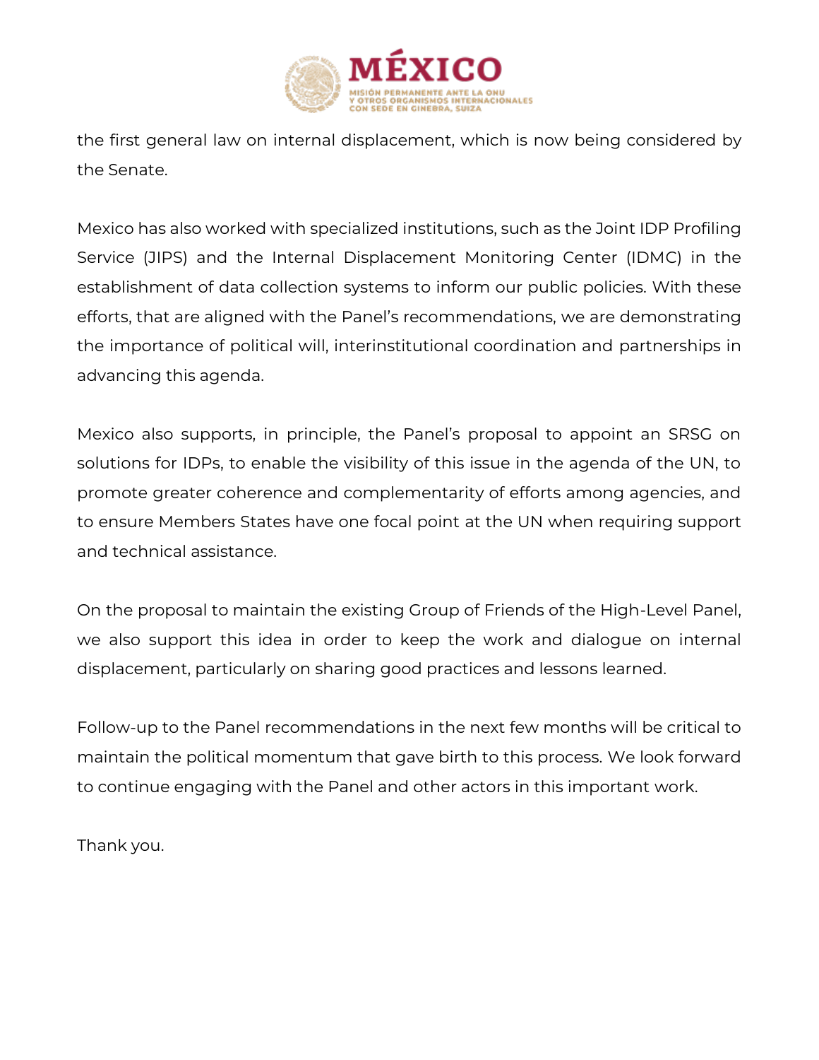the first general law on internal displacement, which is now being considered by the Senate.

Mexico has also worked with specialized institutions, such as the Joint IDP Profiling Service (JIPS) and the Internal Displacement Monitoring Center (IDMC) in the establishment of data collection systems to inform our public policies. With these efforts, that are aligned with the Panel's recommendations, we are demonstrating the importance of political will, interinstitutional coordination and partnerships in advancing this agenda.

Mexico also supports, in principle, the Panel's proposal to appoint an SRSG on solutions for IDPs, to enable the visibility of this issue in the agenda of the UN, to promote greater coherence and complementarity of efforts among agencies, and to ensure Members States have one focal point at the UN when requiring support and technical assistance.

On the proposal to maintain the existing Group of Friends of the High-Level Panel, we also support this idea in order to keep the work and dialogue on internal displacement, particularly on sharing good practices and lessons learned.

Follow-up to the Panel recommendations in the next few months will be critical to maintain the political momentum that gave birth to this process. We look forward to continue engaging with the Panel and other actors in this important work.

Thank you.